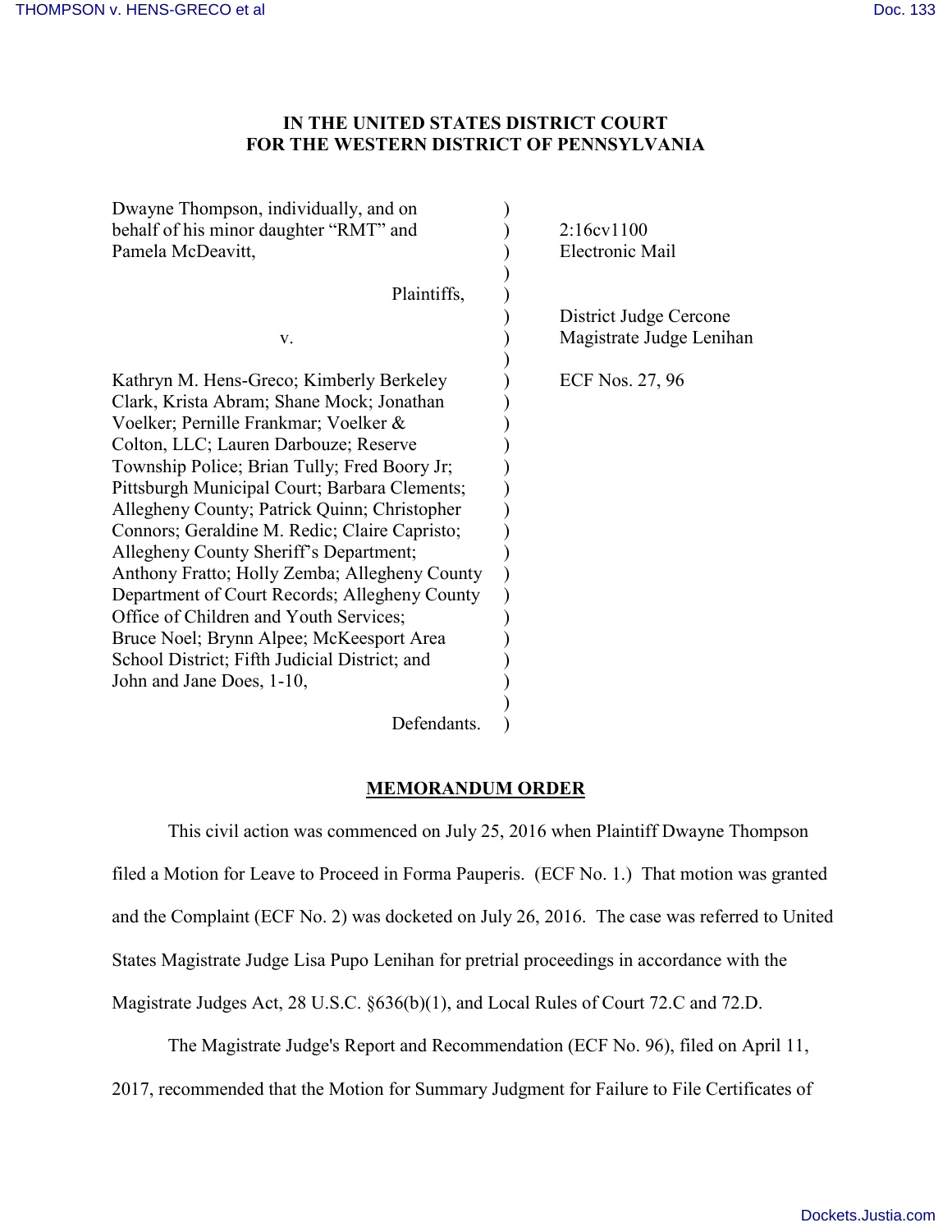**IN THE UNITED STATES DISTRICT COURT**
**FOR THE WESTERN DISTRICT OF PENNSYLVANIA**

| | | |
|---|---|---|
| Dwayne Thompson, individually, and on behalf of his minor daughter "RMT" and Pamela McDeavitt, | ) | 2:16cv1100 |
| | ) | Electronic Mail |
| Plaintiffs, | ) | |
| | ) | District Judge Cercone |
| v. | ) | Magistrate Judge Lenihan |
| | ) | |
| Kathryn M. Hens-Greco; Kimberly Berkeley Clark, Krista Abram; Shane Mock; Jonathan Voelker; Pernille Frankmar; Voelker & Colton, LLC; Lauren Darbouze; Reserve Township Police; Brian Tully; Fred Boory Jr; Pittsburgh Municipal Court; Barbara Clements; Allegheny County; Patrick Quinn; Christopher Connors; Geraldine M. Redic; Claire Capristo; Allegheny County Sheriff's Department; Anthony Fratto; Holly Zemba; Allegheny County Department of Court Records; Allegheny County Office of Children and Youth Services; Bruce Noel; Brynn Alpee; McKeesport Area School District; Fifth Judicial District; and John and Jane Does, 1-10, | ) | ECF Nos. 27, 96 |
| | ) | |
| Defendants. | ) | |

**MEMORANDUM ORDER**

This civil action was commenced on July 25, 2016 when Plaintiff Dwayne Thompson filed a Motion for Leave to Proceed in Forma Pauperis. (ECF No. 1.) That motion was granted and the Complaint (ECF No. 2) was docketed on July 26, 2016. The case was referred to United States Magistrate Judge Lisa Pupo Lenihan for pretrial proceedings in accordance with the Magistrate Judges Act, 28 U.S.C. §636(b)(1), and Local Rules of Court 72.C and 72.D.

The Magistrate Judge's Report and Recommendation (ECF No. 96), filed on April 11, 2017, recommended that the Motion for Summary Judgment for Failure to File Certificates of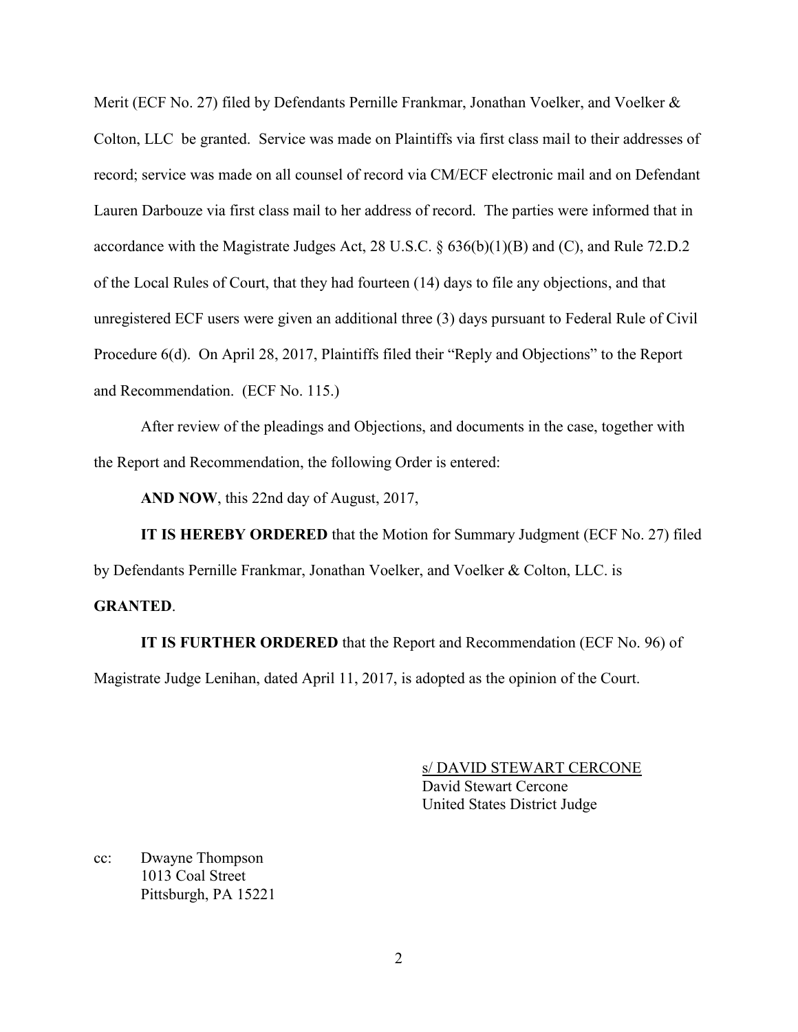Merit (ECF No. 27) filed by Defendants Pernille Frankmar, Jonathan Voelker, and Voelker & Colton, LLC be granted. Service was made on Plaintiffs via first class mail to their addresses of record; service was made on all counsel of record via CM/ECF electronic mail and on Defendant Lauren Darbouze via first class mail to her address of record. The parties were informed that in accordance with the Magistrate Judges Act, 28 U.S.C. § 636(b)(1)(B) and (C), and Rule 72.D.2 of the Local Rules of Court, that they had fourteen (14) days to file any objections, and that unregistered ECF users were given an additional three (3) days pursuant to Federal Rule of Civil Procedure 6(d). On April 28, 2017, Plaintiffs filed their "Reply and Objections" to the Report and Recommendation. (ECF No. 115.)

After review of the pleadings and Objections, and documents in the case, together with the Report and Recommendation, the following Order is entered:

**AND NOW**, this 22nd day of August, 2017,

**IT IS HEREBY ORDERED** that the Motion for Summary Judgment (ECF No. 27) filed by Defendants Pernille Frankmar, Jonathan Voelker, and Voelker & Colton, LLC. is **GRANTED**.

**IT IS FURTHER ORDERED** that the Report and Recommendation (ECF No. 96) of Magistrate Judge Lenihan, dated April 11, 2017, is adopted as the opinion of the Court.

s/ DAVID STEWART CERCONE
David Stewart Cercone
United States District Judge

cc: Dwayne Thompson
1013 Coal Street
Pittsburgh, PA 15221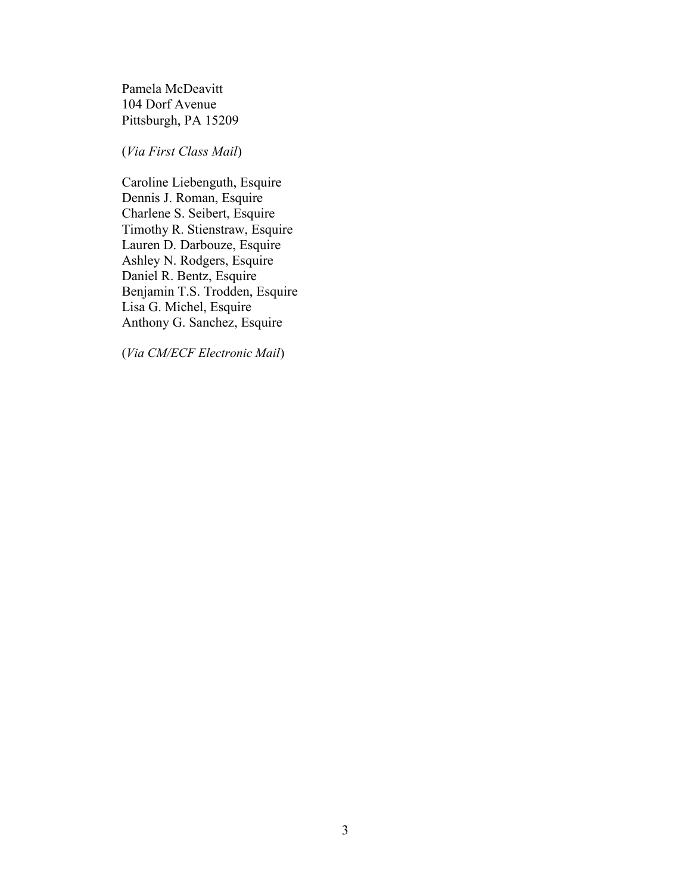Pamela McDeavitt
104 Dorf Avenue
Pittsburgh, PA 15209

(*Via First Class Mail*)

Caroline Liebenguth, Esquire
Dennis J. Roman, Esquire
Charlene S. Seibert, Esquire
Timothy R. Stienstraw, Esquire
Lauren D. Darbouze, Esquire
Ashley N. Rodgers, Esquire
Daniel R. Bentz, Esquire
Benjamin T.S. Trodden, Esquire
Lisa G. Michel, Esquire
Anthony G. Sanchez, Esquire

(*Via CM/ECF Electronic Mail*)